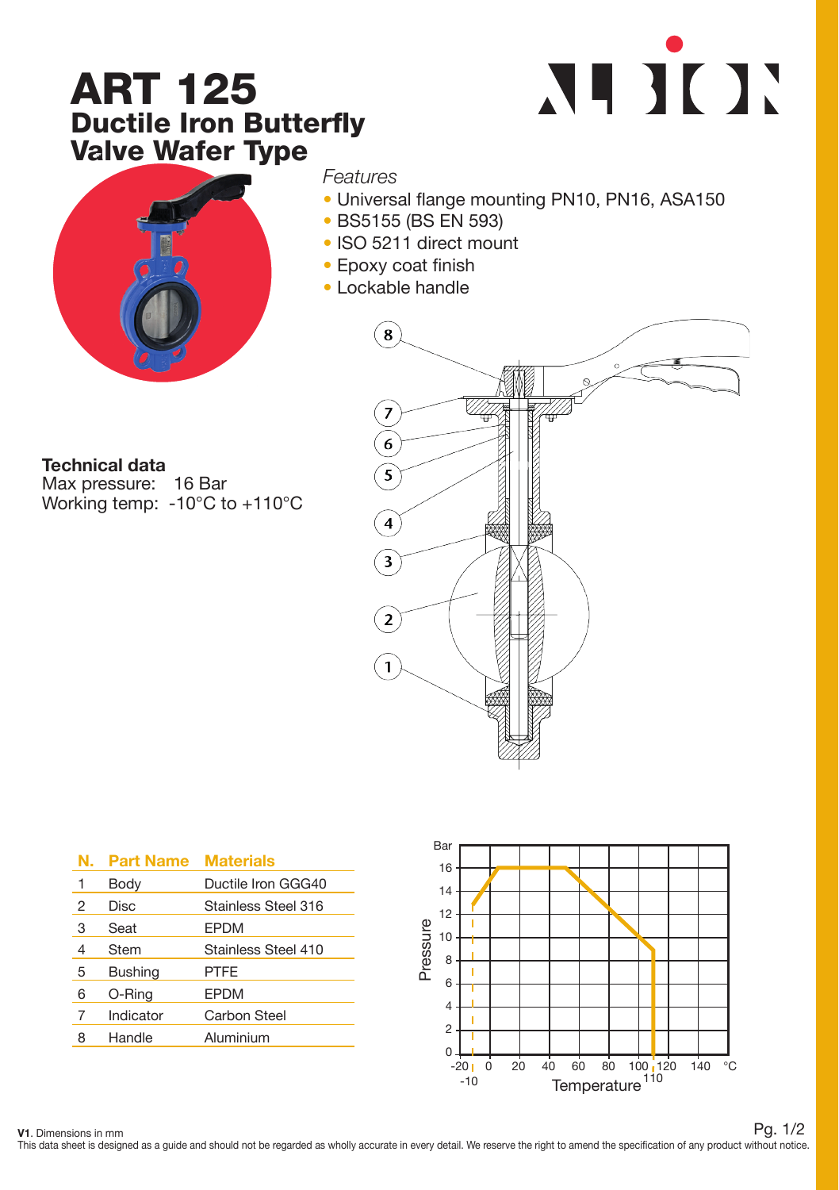# ART 125
## Ductile Iron Butterfly Valve Wafer Type

*Features*

- Universal flange mounting PN10, PN16, ASA150
- BS5155 (BS EN 593)
- ISO 5211 direct mount
- Epoxy coat finish
- Lockable handle

**Technical data**
Max pressure: 16 Bar
Working temp: -10°C to +110°C

| N. | Part Name | Materials |
|---|---|---|
| 1 | Body | Ductile Iron GGG40 |
| 2 | Disc | Stainless Steel 316 |
| 3 | Seat | EPDM |
| 4 | Stem | Stainless Steel 410 |
| 5 | Bushing | PTFE |
| 6 | O-Ring | EPDM |
| 7 | Indicator | Carbon Steel |
| 8 | Handle | Aluminium |

**V1**. Dimensions in mm
This data sheet is designed as a guide and should not be regarded as wholly accurate in every detail. We reserve the right to amend the specification of any product without notice.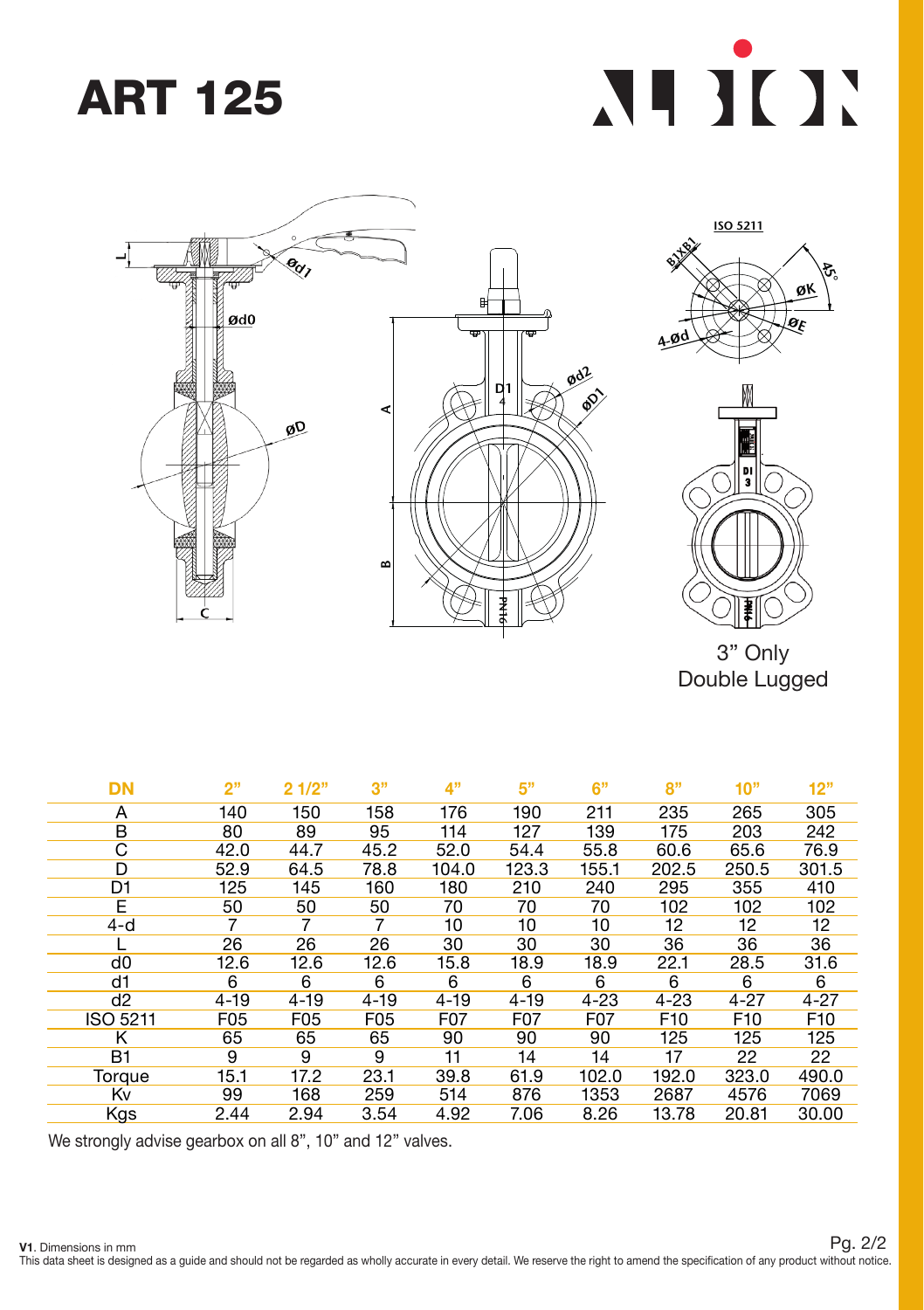# ART 125

ALBION

ISO 5211

3" Only
Double Lugged

| DN | 2" | 2 1/2" | 3" | 4" | 5" | 6" | 8" | 10" | 12" |
|---|---|---|---|---|---|---|---|---|---|
| A | 140 | 150 | 158 | 176 | 190 | 211 | 235 | 265 | 305 |
| B | 80 | 89 | 95 | 114 | 127 | 139 | 175 | 203 | 242 |
| C | 42.0 | 44.7 | 45.2 | 52.0 | 54.4 | 55.8 | 60.6 | 65.6 | 76.9 |
| D | 52.9 | 64.5 | 78.8 | 104.0 | 123.3 | 155.1 | 202.5 | 250.5 | 301.5 |
| D1 | 125 | 145 | 160 | 180 | 210 | 240 | 295 | 355 | 410 |
| E | 50 | 50 | 50 | 70 | 70 | 70 | 102 | 102 | 102 |
| 4-d | 7 | 7 | 7 | 10 | 10 | 10 | 12 | 12 | 12 |
| L | 26 | 26 | 26 | 30 | 30 | 30 | 36 | 36 | 36 |
| d0 | 12.6 | 12.6 | 12.6 | 15.8 | 18.9 | 18.9 | 22.1 | 28.5 | 31.6 |
| d1 | 6 | 6 | 6 | 6 | 6 | 6 | 6 | 6 | 6 |
| d2 | 4-19 | 4-19 | 4-19 | 4-19 | 4-19 | 4-23 | 4-23 | 4-27 | 4-27 |
| ISO 5211 | F05 | F05 | F05 | F07 | F07 | F07 | F10 | F10 | F10 |
| K | 65 | 65 | 65 | 90 | 90 | 90 | 125 | 125 | 125 |
| B1 | 9 | 9 | 9 | 11 | 14 | 14 | 17 | 22 | 22 |
| Torque | 15.1 | 17.2 | 23.1 | 39.8 | 61.9 | 102.0 | 192.0 | 323.0 | 490.0 |
| Kv | 99 | 168 | 259 | 514 | 876 | 1353 | 2687 | 4576 | 7069 |
| Kgs | 2.44 | 2.94 | 3.54 | 4.92 | 7.06 | 8.26 | 13.78 | 20.81 | 30.00 |

We strongly advise gearbox on all 8", 10" and 12" valves.

**V1**. Dimensions in mm
This data sheet is designed as a guide and should not be regarded as wholly accurate in every detail. We reserve the right to amend the specification of any product without notice.